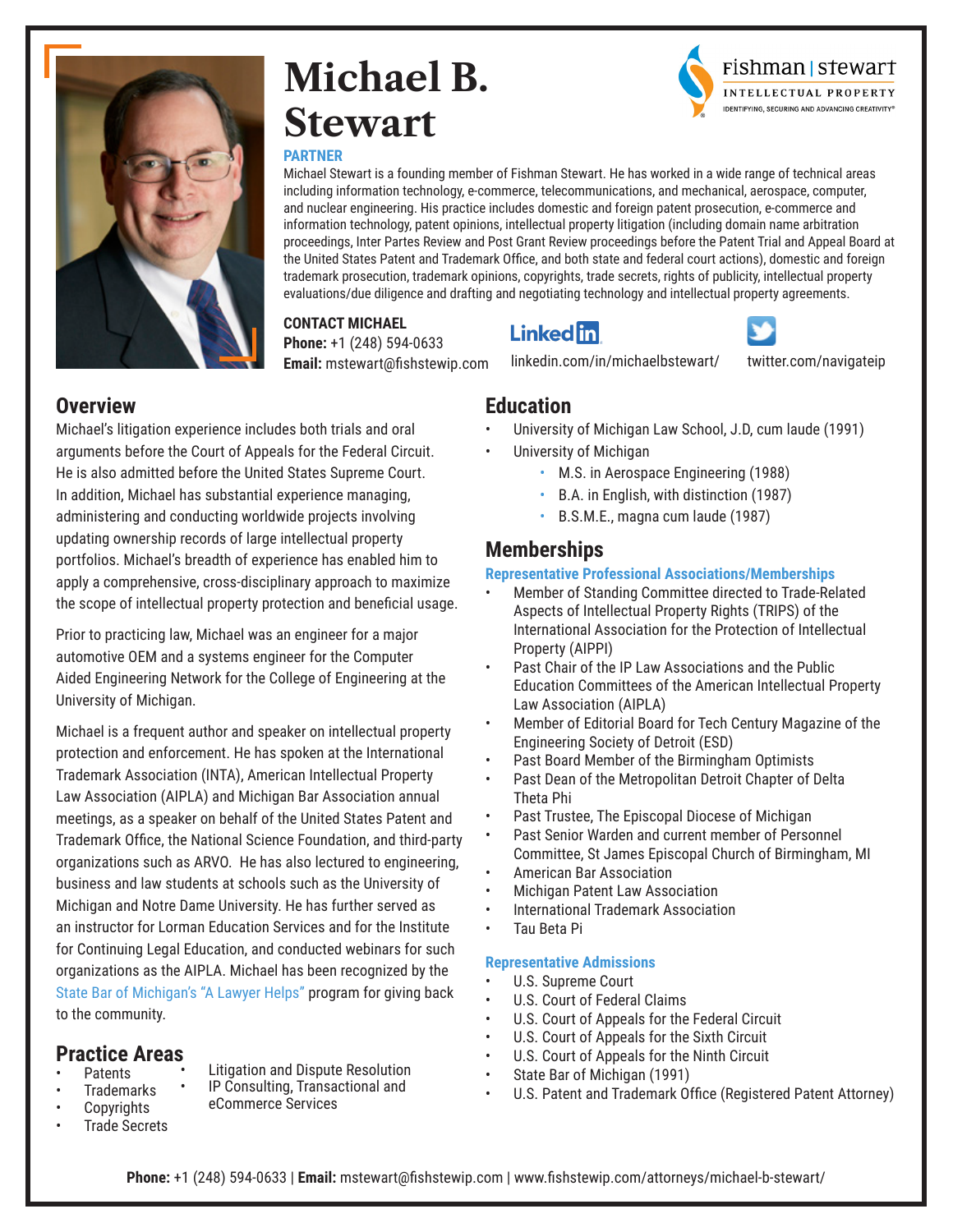# Michael B. Stewart

**PARTNER**

Michael Stewart is a founding member of Fishman Stewart. He has worked in a wide range of technical areas including information technology, e-commerce, telecommunications, and mechanical, aerospace, computer, and nuclear engineering. His practice includes domestic and foreign patent prosecution, e-commerce and information technology, patent opinions, intellectual property litigation (including domain name arbitration proceedings, Inter Partes Review and Post Grant Review proceedings before the Patent Trial and Appeal Board at the United States Patent and Trademark Office, and both state and federal court actions), domestic and foreign trademark prosecution, trademark opinions, copyrights, trade secrets, rights of publicity, intellectual property evaluations/due diligence and drafting and negotiating technology and intellectual property agreements.

**CONTACT MICHAEL**
**Phone:** +1 (248) 594-0633
**Email:** mstewart@fishstewip.com

linkedin.com/in/michaelbstewart/

twitter.com/navigateip

## Overview

Michael's litigation experience includes both trials and oral arguments before the Court of Appeals for the Federal Circuit. He is also admitted before the United States Supreme Court. In addition, Michael has substantial experience managing, administering and conducting worldwide projects involving updating ownership records of large intellectual property portfolios. Michael's breadth of experience has enabled him to apply a comprehensive, cross-disciplinary approach to maximize the scope of intellectual property protection and beneficial usage.

Prior to practicing law, Michael was an engineer for a major automotive OEM and a systems engineer for the Computer Aided Engineering Network for the College of Engineering at the University of Michigan.

Michael is a frequent author and speaker on intellectual property protection and enforcement. He has spoken at the International Trademark Association (INTA), American Intellectual Property Law Association (AIPLA) and Michigan Bar Association annual meetings, as a speaker on behalf of the United States Patent and Trademark Office, the National Science Foundation, and third-party organizations such as ARVO. He has also lectured to engineering, business and law students at schools such as the University of Michigan and Notre Dame University. He has further served as an instructor for Lorman Education Services and for the Institute for Continuing Legal Education, and conducted webinars for such organizations as the AIPLA. Michael has been recognized by the State Bar of Michigan's "A Lawyer Helps" program for giving back to the community.

## Practice Areas

- Patents
- Trademarks
- Copyrights
- Trade Secrets
- Litigation and Dispute Resolution
- IP Consulting, Transactional and eCommerce Services

## Education

- University of Michigan Law School, J.D, cum laude (1991)
- University of Michigan
  - M.S. in Aerospace Engineering (1988)
  - B.A. in English, with distinction (1987)
  - B.S.M.E., magna cum laude (1987)

## Memberships

### Representative Professional Associations/Memberships

- Member of Standing Committee directed to Trade-Related Aspects of Intellectual Property Rights (TRIPS) of the International Association for the Protection of Intellectual Property (AIPPI)
- Past Chair of the IP Law Associations and the Public Education Committees of the American Intellectual Property Law Association (AIPLA)
- Member of Editorial Board for Tech Century Magazine of the Engineering Society of Detroit (ESD)
- Past Board Member of the Birmingham Optimists
- Past Dean of the Metropolitan Detroit Chapter of Delta Theta Phi
- Past Trustee, The Episcopal Diocese of Michigan
- Past Senior Warden and current member of Personnel Committee, St James Episcopal Church of Birmingham, MI
- American Bar Association
- Michigan Patent Law Association
- International Trademark Association
- Tau Beta Pi

### Representative Admissions

- U.S. Supreme Court
- U.S. Court of Federal Claims
- U.S. Court of Appeals for the Federal Circuit
- U.S. Court of Appeals for the Sixth Circuit
- U.S. Court of Appeals for the Ninth Circuit
- State Bar of Michigan (1991)
- U.S. Patent and Trademark Office (Registered Patent Attorney)

**Phone:** +1 (248) 594-0633 | **Email:** mstewart@fishstewip.com | www.fishstewip.com/attorneys/michael-b-stewart/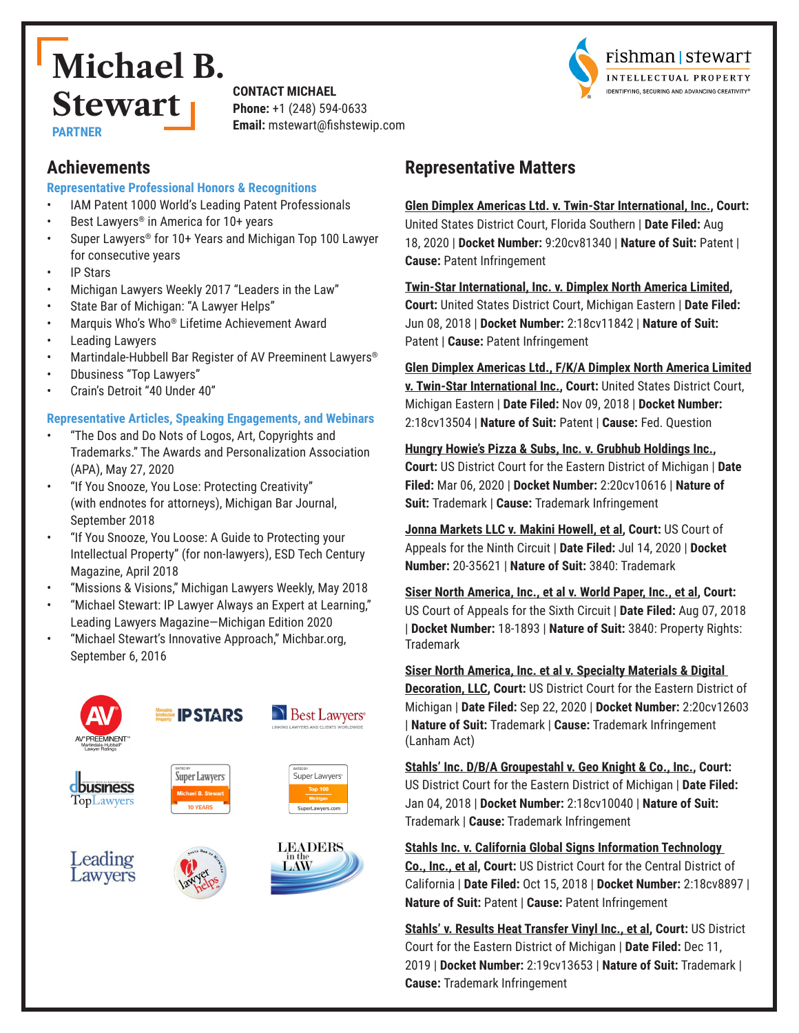# Michael B. Stewart

**PARTNER**

**CONTACT MICHAEL**
**Phone:** +1 (248) 594-0633
**Email:** mstewart@fishstewip.com

fishman | stewart
INTELLECTUAL PROPERTY
IDENTIFYING, SECURING AND ADVANCING CREATIVITY®

## Achievements

### Representative Professional Honors & Recognitions

- IAM Patent 1000 World's Leading Patent Professionals
- Best Lawyers® in America for 10+ years
- Super Lawyers® for 10+ Years and Michigan Top 100 Lawyer for consecutive years
- IP Stars
- Michigan Lawyers Weekly 2017 "Leaders in the Law"
- State Bar of Michigan: "A Lawyer Helps"
- Marquis Who's Who® Lifetime Achievement Award
- Leading Lawyers
- Martindale-Hubbell Bar Register of AV Preeminent Lawyers®
- Dbusiness "Top Lawyers"
- Crain's Detroit "40 Under 40"

### Representative Articles, Speaking Engagements, and Webinars

- "The Dos and Do Nots of Logos, Art, Copyrights and Trademarks." The Awards and Personalization Association (APA), May 27, 2020
- "If You Snooze, You Lose: Protecting Creativity" (with endnotes for attorneys), Michigan Bar Journal, September 2018
- "If You Snooze, You Loose: A Guide to Protecting your Intellectual Property" (for non-lawyers), ESD Tech Century Magazine, April 2018
- "Missions & Visions," Michigan Lawyers Weekly, May 2018
- "Michael Stewart: IP Lawyer Always an Expert at Learning," Leading Lawyers Magazine—Michigan Edition 2020
- "Michael Stewart's Innovative Approach," Michbar.org, September 6, 2016

## Representative Matters

**Glen Dimplex Americas Ltd. v. Twin-Star International, Inc., Court:** United States District Court, Florida Southern | **Date Filed:** Aug 18, 2020 | **Docket Number:** 9:20cv81340 | **Nature of Suit:** Patent | **Cause:** Patent Infringement

**Twin-Star International, Inc. v. Dimplex North America Limited, Court:** United States District Court, Michigan Eastern | **Date Filed:** Jun 08, 2018 | **Docket Number:** 2:18cv11842 | **Nature of Suit:** Patent | **Cause:** Patent Infringement

**Glen Dimplex Americas Ltd., F/K/A Dimplex North America Limited v. Twin-Star International Inc., Court:** United States District Court, Michigan Eastern | **Date Filed:** Nov 09, 2018 | **Docket Number:** 2:18cv13504 | **Nature of Suit:** Patent | **Cause:** Fed. Question

**Hungry Howie's Pizza & Subs, Inc. v. Grubhub Holdings Inc., Court:** US District Court for the Eastern District of Michigan | **Date Filed:** Mar 06, 2020 | **Docket Number:** 2:20cv10616 | **Nature of Suit:** Trademark | **Cause:** Trademark Infringement

**Jonna Markets LLC v. Makini Howell, et al, Court:** US Court of Appeals for the Ninth Circuit | **Date Filed:** Jul 14, 2020 | **Docket Number:** 20-35621 | **Nature of Suit:** 3840: Trademark

**Siser North America, Inc., et al v. World Paper, Inc., et al, Court:** US Court of Appeals for the Sixth Circuit | **Date Filed:** Aug 07, 2018 | **Docket Number:** 18-1893 | **Nature of Suit:** 3840: Property Rights: Trademark

**Siser North America, Inc. et al v. Specialty Materials & Digital Decoration, LLC, Court:** US District Court for the Eastern District of Michigan | **Date Filed:** Sep 22, 2020 | **Docket Number:** 2:20cv12603 | **Nature of Suit:** Trademark | **Cause:** Trademark Infringement (Lanham Act)

**Stahls' Inc. D/B/A Groupestahl v. Geo Knight & Co., Inc., Court:** US District Court for the Eastern District of Michigan | **Date Filed:** Jan 04, 2018 | **Docket Number:** 2:18cv10040 | **Nature of Suit:** Trademark | **Cause:** Trademark Infringement

**Stahls Inc. v. California Global Signs Information Technology Co., Inc., et al, Court:** US District Court for the Central District of California | **Date Filed:** Oct 15, 2018 | **Docket Number:** 2:18cv8897 | **Nature of Suit:** Patent | **Cause:** Patent Infringement

**Stahls' v. Results Heat Transfer Vinyl Inc., et al, Court:** US District Court for the Eastern District of Michigan | **Date Filed:** Dec 11, 2019 | **Docket Number:** 2:19cv13653 | **Nature of Suit:** Trademark | **Cause:** Trademark Infringement